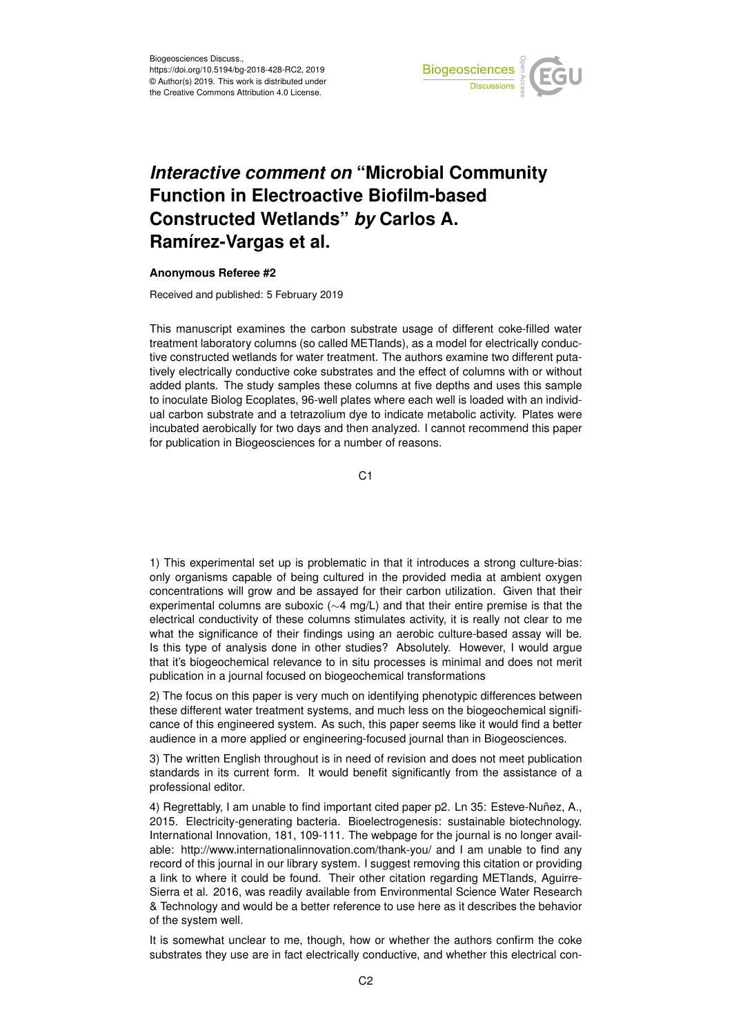# *Interactive comment on* "Microbial Community Function in Electroactive Biofilm-based Constructed Wetlands" *by* Carlos A. Ramírez-Vargas et al.

**Anonymous Referee #2**

Received and published: 5 February 2019

This manuscript examines the carbon substrate usage of different coke-filled water treatment laboratory columns (so called METlands), as a model for electrically conductive constructed wetlands for water treatment. The authors examine two different putatively electrically conductive coke substrates and the effect of columns with or without added plants. The study samples these columns at five depths and uses this sample to inoculate Biolog Ecoplates, 96-well plates where each well is loaded with an individual carbon substrate and a tetrazolium dye to indicate metabolic activity. Plates were incubated aerobically for two days and then analyzed. I cannot recommend this paper for publication in Biogeosciences for a number of reasons.

1) This experimental set up is problematic in that it introduces a strong culture-bias: only organisms capable of being cultured in the provided media at ambient oxygen concentrations will grow and be assayed for their carbon utilization. Given that their experimental columns are suboxic (~4 mg/L) and that their entire premise is that the electrical conductivity of these columns stimulates activity, it is really not clear to me what the significance of their findings using an aerobic culture-based assay will be. Is this type of analysis done in other studies? Absolutely. However, I would argue that it's biogeochemical relevance to in situ processes is minimal and does not merit publication in a journal focused on biogeochemical transformations

2) The focus on this paper is very much on identifying phenotypic differences between these different water treatment systems, and much less on the biogeochemical significance of this engineered system. As such, this paper seems like it would find a better audience in a more applied or engineering-focused journal than in Biogeosciences.

3) The written English throughout is in need of revision and does not meet publication standards in its current form. It would benefit significantly from the assistance of a professional editor.

4) Regrettably, I am unable to find important cited paper p2. Ln 35: Esteve-Nuñez, A., 2015. Electricity-generating bacteria. Bioelectrogenesis: sustainable biotechnology. International Innovation, 181, 109-111. The webpage for the journal is no longer available: http://www.internationalinnovation.com/thank-you/ and I am unable to find any record of this journal in our library system. I suggest removing this citation or providing a link to where it could be found. Their other citation regarding METlands, Aguirre-Sierra et al. 2016, was readily available from Environmental Science Water Research & Technology and would be a better reference to use here as it describes the behavior of the system well.

It is somewhat unclear to me, though, how or whether the authors confirm the coke substrates they use are in fact electrically conductive, and whether this electrical con-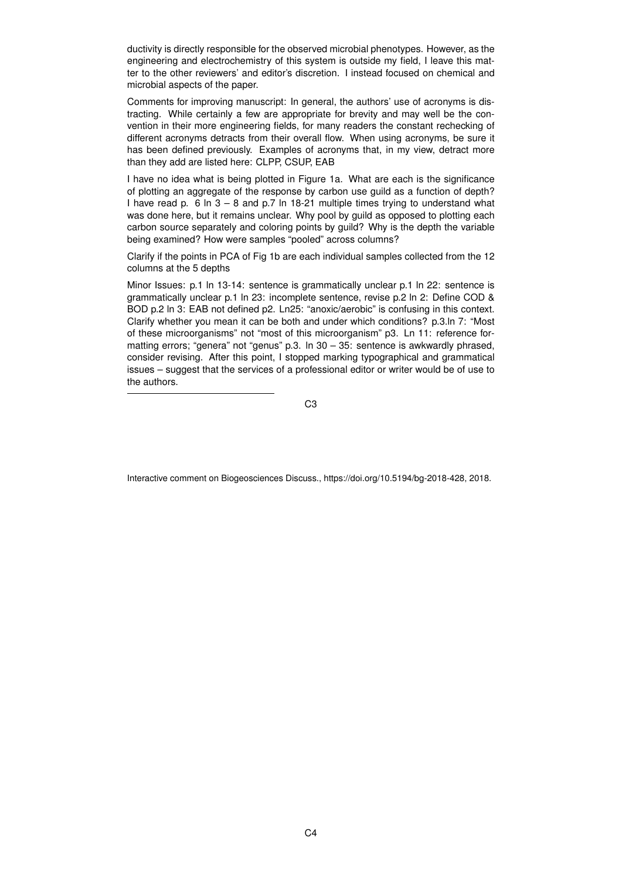ductivity is directly responsible for the observed microbial phenotypes. However, as the engineering and electrochemistry of this system is outside my field, I leave this matter to the other reviewers' and editor's discretion. I instead focused on chemical and microbial aspects of the paper.

Comments for improving manuscript: In general, the authors' use of acronyms is distracting. While certainly a few are appropriate for brevity and may well be the convention in their more engineering fields, for many readers the constant rechecking of different acronyms detracts from their overall flow. When using acronyms, be sure it has been defined previously. Examples of acronyms that, in my view, detract more than they add are listed here: CLPP, CSUP, EAB

I have no idea what is being plotted in Figure 1a. What are each is the significance of plotting an aggregate of the response by carbon use guild as a function of depth? I have read p. 6 ln 3 – 8 and p.7 ln 18-21 multiple times trying to understand what was done here, but it remains unclear. Why pool by guild as opposed to plotting each carbon source separately and coloring points by guild? Why is the depth the variable being examined? How were samples "pooled" across columns?

Clarify if the points in PCA of Fig 1b are each individual samples collected from the 12 columns at the 5 depths

Minor Issues: p.1 ln 13-14: sentence is grammatically unclear p.1 ln 22: sentence is grammatically unclear p.1 ln 23: incomplete sentence, revise p.2 ln 2: Define COD & BOD p.2 ln 3: EAB not defined p2. Ln25: "anoxic/aerobic" is confusing in this context. Clarify whether you mean it can be both and under which conditions? p.3.ln 7: "Most of these microorganisms" not "most of this microorganism" p3. Ln 11: reference formatting errors; "genera" not "genus" p.3. ln 30 – 35: sentence is awkwardly phrased, consider revising. After this point, I stopped marking typographical and grammatical issues – suggest that the services of a professional editor or writer would be of use to the authors.

---

Interactive comment on Biogeosciences Discuss., https://doi.org/10.5194/bg-2018-428, 2018.